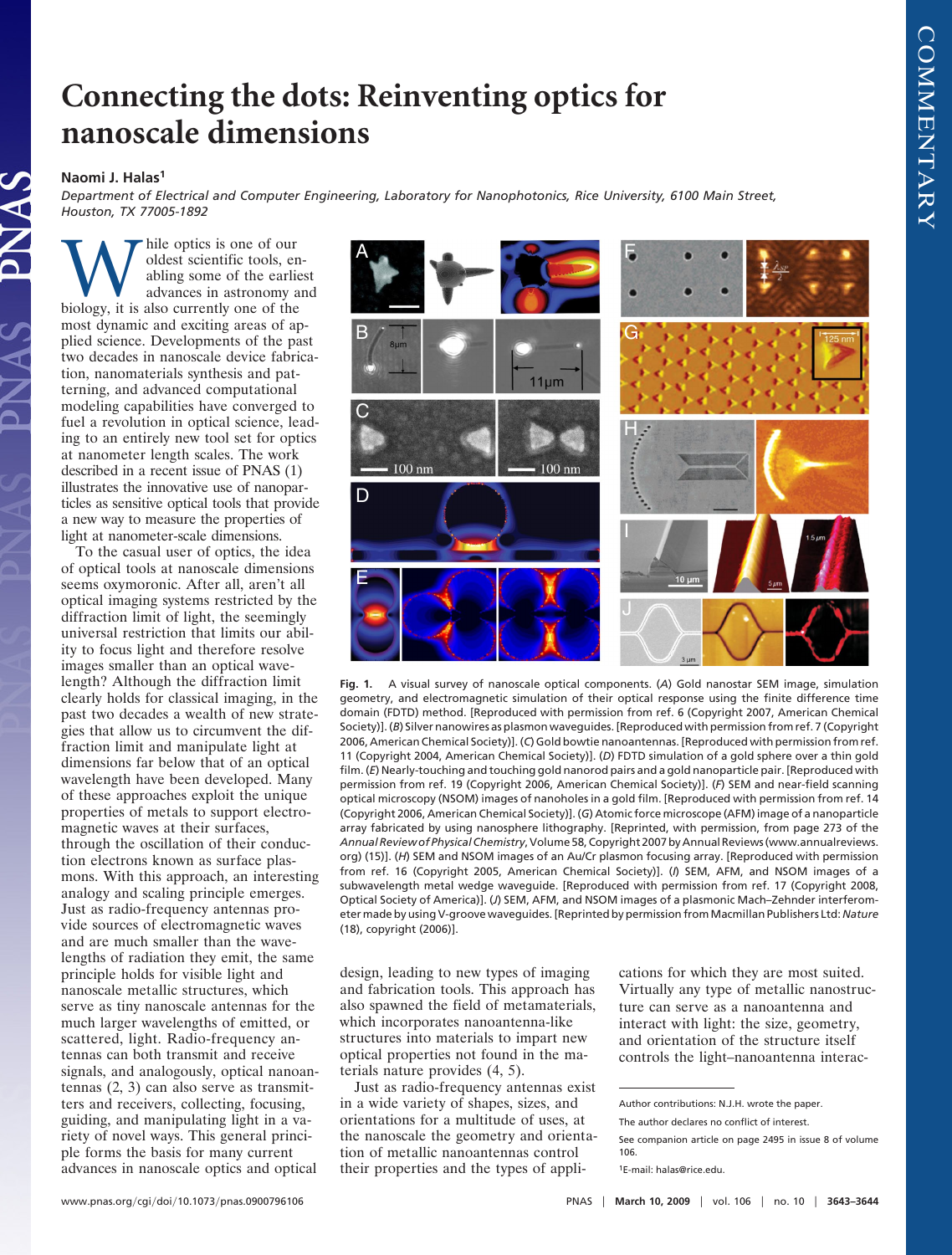# Connecting the dots: Reinventing optics for nanoscale dimensions

**Naomi J. Halas[1]**

*Department of Electrical and Computer Engineering, Laboratory for Nanophotonics, Rice University, 6100 Main Street, Houston, TX 77005-1892*

While optics is one of our oldest scientific tools, enabling some of the earliest advances in astronomy and biology, it is also currently one of the most dynamic and exciting areas of applied science. Developments of the past two decades in nanoscale device fabrication, nanomaterials synthesis and patterning, and advanced computational modeling capabilities have converged to fuel a revolution in optical science, leading to an entirely new tool set for optics at nanometer length scales. The work described in a recent issue of PNAS (1) illustrates the innovative use of nanoparticles as sensitive optical tools that provide a new way to measure the properties of light at nanometer-scale dimensions.

To the casual user of optics, the idea of optical tools at nanoscale dimensions seems oxymoronic. After all, aren't all optical imaging systems restricted by the diffraction limit of light, the seemingly universal restriction that limits our ability to focus light and therefore resolve images smaller than an optical wavelength? Although the diffraction limit clearly holds for classical imaging, in the past two decades a wealth of new strategies that allow us to circumvent the diffraction limit and manipulate light at dimensions far below that of an optical wavelength have been developed. Many of these approaches exploit the unique properties of metals to support electromagnetic waves at their surfaces, through the oscillation of their conduction electrons known as surface plasmons. With this approach, an interesting analogy and scaling principle emerges. Just as radio-frequency antennas provide sources of electromagnetic waves and are much smaller than the wavelengths of radiation they emit, the same principle holds for visible light and nanoscale metallic structures, which serve as tiny nanoscale antennas for the much larger wavelengths of emitted, or scattered, light. Radio-frequency antennas can both transmit and receive signals, and analogously, optical nanoantennas (2, 3) can also serve as transmitters and receivers, collecting, focusing, guiding, and manipulating light in a variety of novel ways. This general principle forms the basis for many current advances in nanoscale optics and optical design, leading to new types of imaging and fabrication tools. This approach has also spawned the field of metamaterials, which incorporates nanoantenna-like structures into materials to impart new optical properties not found in the materials nature provides (4, 5).

Just as radio-frequency antennas exist in a wide variety of shapes, sizes, and orientations for a multitude of uses, at the nanoscale the geometry and orientation of metallic nanoantennas control their properties and the types of applications for which they are most suited. Virtually any type of metallic nanostructure can serve as a nanoantenna and interact with light: the size, geometry, and orientation of the structure itself controls the light–nanoantenna interac-

**Fig. 1.** A visual survey of nanoscale optical components. (*A*) Gold nanostar SEM image, simulation geometry, and electromagnetic simulation of their optical response using the finite difference time domain (FDTD) method. [Reproduced with permission from ref. 6 (Copyright 2007, American Chemical Society)]. (*B*) Silver nanowires as plasmon waveguides. [Reproduced with permission from ref. 7 (Copyright 2006, American Chemical Society)]. (*C*) Gold bowtie nanoantennas. [Reproduced with permission from ref. 11 (Copyright 2004, American Chemical Society)]. (*D*) FDTD simulation of a gold sphere over a thin gold film. (*E*) Nearly-touching and touching gold nanorod pairs and a gold nanoparticle pair. [Reproduced with permission from ref. 19 (Copyright 2006, American Chemical Society)]. (*F*) SEM and near-field scanning optical microscopy (NSOM) images of nanoholes in a gold film. [Reproduced with permission from ref. 14 (Copyright 2006, American Chemical Society)]. (*G*) Atomic force microscope (AFM) image of a nanoparticle array fabricated by using nanosphere lithography. [Reprinted, with permission, from page 273 of the *Annual Review of Physical Chemistry*, Volume 58, Copyright 2007 by Annual Reviews (www.annualreviews.org) (15)]. (*H*) SEM and NSOM images of an Au/Cr plasmon focusing array. [Reproduced with permission from ref. 16 (Copyright 2005, American Chemical Society)]. (*I*) SEM, AFM, and NSOM images of a subwavelength metal wedge waveguide. [Reproduced with permission from ref. 17 (Copyright 2008, Optical Society of America)]. (*J*) SEM, AFM, and NSOM images of a plasmonic Mach–Zehnder interferometer made by using V-groove waveguides. [Reprinted by permission from Macmillan Publishers Ltd: *Nature* (18), copyright (2006)].

Author contributions: N.J.H. wrote the paper.

The author declares no conflict of interest.

See companion article on page 2495 in issue 8 of volume 106.

[1]E-mail: halas@rice.edu.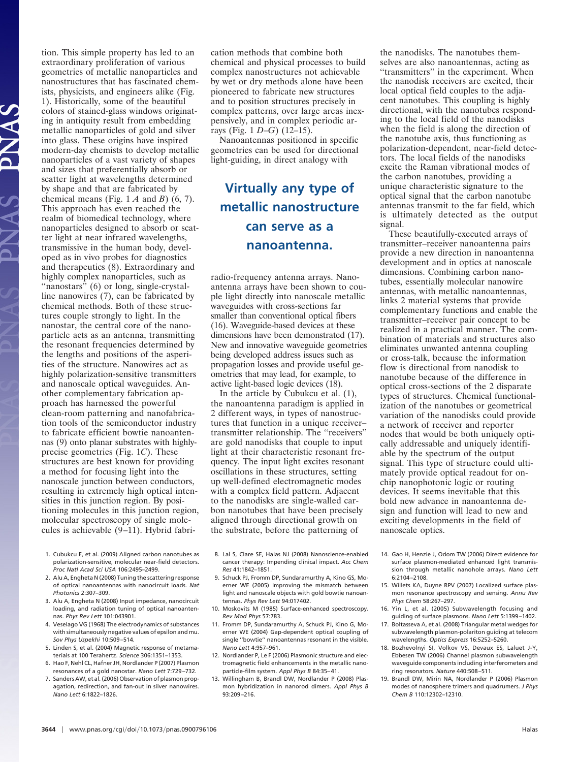tion. This simple property has led to an extraordinary proliferation of various geometries of metallic nanoparticles and nanostructures that has fascinated chemists, physicists, and engineers alike (Fig. 1). Historically, some of the beautiful colors of stained-glass windows originating in antiquity result from embedding metallic nanoparticles of gold and silver into glass. These origins have inspired modern-day chemists to develop metallic nanoparticles of a vast variety of shapes and sizes that preferentially absorb or scatter light at wavelengths determined by shape and that are fabricated by chemical means (Fig. 1 *A* and *B*) (6, 7). This approach has even reached the realm of biomedical technology, where nanoparticles designed to absorb or scatter light at near infrared wavelengths, transmissive in the human body, developed as in vivo probes for diagnostics and therapeutics (8). Extraordinary and highly complex nanoparticles, such as "nanostars" (6) or long, single-crystalline nanowires (7), can be fabricated by chemical methods. Both of these structures couple strongly to light. In the nanostar, the central core of the nanoparticle acts as an antenna, transmitting the resonant frequencies determined by the lengths and positions of the asperities of the structure. Nanowires act as highly polarization-sensitive transmitters and nanoscale optical waveguides. Another complementary fabrication approach has harnessed the powerful clean-room patterning and nanofabrication tools of the semiconductor industry to fabricate efficient bowtie nanoantennas (9) onto planar substrates with highly-precise geometries (Fig. 1*C*). These structures are best known for providing a method for focusing light into the nanoscale junction between conductors, resulting in extremely high optical intensities in this junction region. By positioning molecules in this junction region, molecular spectroscopy of single molecules is achievable (9–11). Hybrid fabrication methods that combine both chemical and physical processes to build complex nanostructures not achievable by wet or dry methods alone have been pioneered to fabricate new structures and to position structures precisely in complex patterns, over large areas inexpensively, and in complex periodic arrays (Fig. 1 *D*–*G*) (12–15).

Nanoantennas positioned in specific geometries can be used for directional light-guiding, in direct analogy with radio-frequency antenna arrays. Nanoantenna arrays have been shown to couple light directly into nanoscale metallic waveguides with cross-sections far smaller than conventional optical fibers (16). Waveguide-based devices at these dimensions have been demonstrated (17). New and innovative waveguide geometries being developed address issues such as propagation losses and provide useful geometries that may lead, for example, to active light-based logic devices (18).

**Virtually any type of metallic nanostructure can serve as a nanoantenna.**

In the article by Cubukcu et al. (1), the nanoantenna paradigm is applied in 2 different ways, in types of nanostructures that function in a unique receiver–transmitter relationship. The "receivers" are gold nanodisks that couple to input light at their characteristic resonant frequency. The input light excites resonant oscillations in these structures, setting up well-defined electromagnetic modes with a complex field pattern. Adjacent to the nanodisks are single-walled carbon nanotubes that have been precisely aligned through directional growth on the substrate, before the patterning of the nanodisks. The nanotubes themselves are also nanoantennas, acting as "transmitters" in the experiment. When the nanodisk receivers are excited, their local optical field couples to the adjacent nanotubes. This coupling is highly directional, with the nanotubes responding to the local field of the nanodisks when the field is along the direction of the nanotube axis, thus functioning as polarization-dependent, near-field detectors. The local fields of the nanodisks excite the Raman vibrational modes of the carbon nanotubes, providing a unique characteristic signature to the optical signal that the carbon nanotube antennas transmit to the far field, which is ultimately detected as the output signal.

These beautifully-executed arrays of transmitter–receiver nanoantenna pairs provide a new direction in nanoantenna development and in optics at nanoscale dimensions. Combining carbon nanotubes, essentially molecular nanowire antennas, with metallic nanoantennas, links 2 material systems that provide complementary functions and enable the transmitter–receiver pair concept to be realized in a practical manner. The combination of materials and structures also eliminates unwanted antenna coupling or cross-talk, because the information flow is directional from nanodisk to nanotube because of the difference in optical cross-sections of the 2 disparate types of structures. Chemical functionalization of the nanotubes or geometrical variation of the nanodisks could provide a network of receiver and reporter nodes that would be both uniquely optically addressable and uniquely identifiable by the spectrum of the output signal. This type of structure could ultimately provide optical readout for on-chip nanophotonic logic or routing devices. It seems inevitable that this bold new advance in nanoantenna design and function will lead to new and exciting developments in the field of nanoscale optics.

1. Cubukcu E, et al. (2009) Aligned carbon nanotubes as polarization-sensitive, molecular near-field detectors. *Proc Natl Acad Sci USA* 106:2495–2499.
2. Alu A, Engheta N (2008) Tuning the scattering response of optical nanoantennas with nanocircuit loads. *Nat Photonics* 2:307–309.
3. Alu A, Engheta N (2008) Input impedance, nanocircuit loading, and radiation tuning of optical nanoantennas. *Phys Rev Lett* 101:043901.
4. Veselago VG (1968) The electrodynamics of substances with simultaneously negative values of epsilon and mu. *Sov Phys Uspekhi* 10:509–514.
5. Linden S, et al. (2004) Magnetic response of metamaterials at 100 Terahertz. *Science* 306:1351–1353.
6. Hao F, Nehl CL, Hafner JH, Nordlander P (2007) Plasmon resonances of a gold nanostar. *Nano Lett* 7:729–732.
7. Sanders AW, et al. (2006) Observation of plasmon propagation, redirection, and fan-out in silver nanowires. *Nano Lett* 6:1822–1826.
8. Lal S, Clare SE, Halas NJ (2008) Nanoscience-enabled cancer therapy: Impending clinical impact. *Acc Chem Res* 41:1842–1851.
9. Schuck PJ, Fromm DP, Sundaramurthy A, Kino GS, Moerner WE (2005) Improving the mismatch between light and nanoscale objects with gold bowtie nanoantennas. *Phys Rev Lett* 94:017402.
10. Moskovits M (1985) Surface-enhanced spectroscopy. *Rev Mod Phys* 57:783.
11. Fromm DP, Sundaramurthy A, Schuck PJ, Kino G, Moerner WE (2004) Gap-dependent optical coupling of single "bowtie" nanoantennas resonant in the visible. *Nano Lett* 4:957–961.
12. Nordlander P, Le F (2006) Plasmonic structure and electromagnetic field enhancements in the metallic nanoparticle-film system. *Appl Phys B* 84:35–41.
13. Willingham B, Brandl DW, Nordlander P (2008) Plasmon hybridization in nanorod dimers. *Appl Phys B* 93:209–216.
14. Gao H, Henzie J, Odom TW (2006) Direct evidence for surface plasmon-mediated enhanced light transmission through metallic nanohole arrays. *Nano Lett* 6:2104–2108.
15. Willets KA, Duyne RPV (2007) Localized surface plasmon resonance spectroscopy and sensing. *Annu Rev Phys Chem* 58:267–297.
16. Yin L, et al. (2005) Subwavelength focusing and guiding of surface plasmons. *Nano Lett* 5:1399–1402.
17. Boltasseva A, et al. (2008) Triangular metal wedges for subwavelength plasmon-polariton guiding at telecom wavelengths. *Optics Express* 16:5252–5260.
18. Bozhevolnyi SI, Volkov VS, Devaux ES, Laluet J-Y, Ebbesen TW (2006) Channel plasmon subwavelength waveguide components including interferometers and ring resonators. *Nature* 440:508–511.
19. Brandl DW, Mirin NA, Nordlander P (2006) Plasmon modes of nanosphere trimers and quadrumers. *J Phys Chem B* 110:12302–12310.